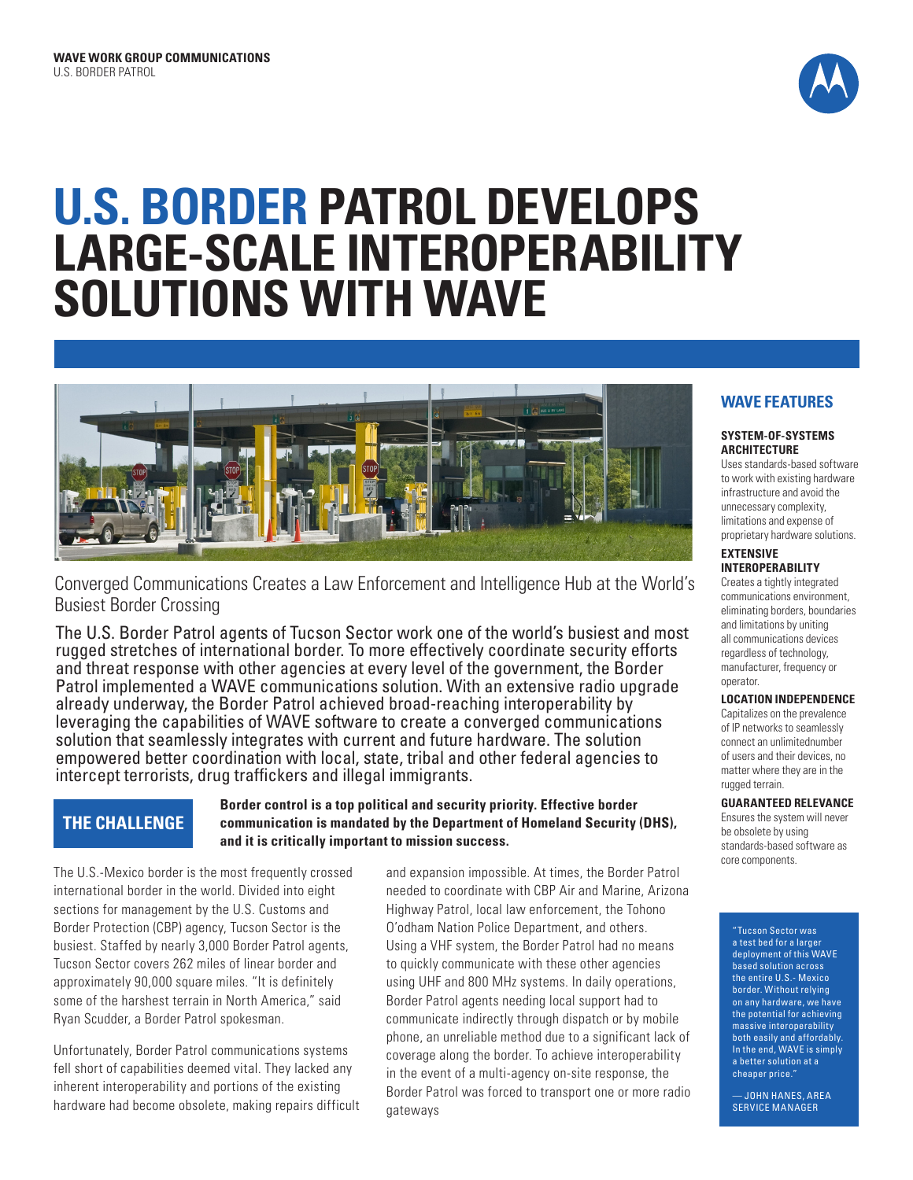WAVE WORK GROUP COMMUNICATIONS
U.S. BORDER PATROL

# U.S. BORDER PATROL DEVELOPS LARGE-SCALE INTEROPERABILITY SOLUTIONS WITH WAVE

Converged Communications Creates a Law Enforcement and Intelligence Hub at the World's Busiest Border Crossing

The U.S. Border Patrol agents of Tucson Sector work one of the world's busiest and most rugged stretches of international border. To more effectively coordinate security efforts and threat response with other agencies at every level of the government, the Border Patrol implemented a WAVE communications solution. With an extensive radio upgrade already underway, the Border Patrol achieved broad-reaching interoperability by leveraging the capabilities of WAVE software to create a converged communications solution that seamlessly integrates with current and future hardware. The solution empowered better coordination with local, state, tribal and other federal agencies to intercept terrorists, drug traffickers and illegal immigrants.

## THE CHALLENGE

**Border control is a top political and security priority. Effective border communication is mandated by the Department of Homeland Security (DHS), and it is critically important to mission success.**

The U.S.-Mexico border is the most frequently crossed international border in the world. Divided into eight sections for management by the U.S. Customs and Border Protection (CBP) agency, Tucson Sector is the busiest. Staffed by nearly 3,000 Border Patrol agents, Tucson Sector covers 262 miles of linear border and approximately 90,000 square miles. "It is definitely some of the harshest terrain in North America," said Ryan Scudder, a Border Patrol spokesman.

Unfortunately, Border Patrol communications systems fell short of capabilities deemed vital. They lacked any inherent interoperability and portions of the existing hardware had become obsolete, making repairs difficult and expansion impossible. At times, the Border Patrol needed to coordinate with CBP Air and Marine, Arizona Highway Patrol, local law enforcement, the Tohono O'odham Nation Police Department, and others. Using a VHF system, the Border Patrol had no means to quickly communicate with these other agencies using UHF and 800 MHz systems. In daily operations, Border Patrol agents needing local support had to communicate indirectly through dispatch or by mobile phone, an unreliable method due to a significant lack of coverage along the border. To achieve interoperability in the event of a multi-agency on-site response, the Border Patrol was forced to transport one or more radio gateways

## WAVE FEATURES

**SYSTEM-OF-SYSTEMS ARCHITECTURE**
Uses standards-based software to work with existing hardware infrastructure and avoid the unnecessary complexity, limitations and expense of proprietary hardware solutions.

**EXTENSIVE INTEROPERABILITY**
Creates a tightly integrated communications environment, eliminating borders, boundaries and limitations by uniting all communications devices regardless of technology, manufacturer, frequency or operator.

**LOCATION INDEPENDENCE**
Capitalizes on the prevalence of IP networks to seamlessly connect an unlimitednumber of users and their devices, no matter where they are in the rugged terrain.

**GUARANTEED RELEVANCE**
Ensures the system will never be obsolete by using standards-based software as core components.

"Tucson Sector was a test bed for a larger deployment of this WAVE based solution across the entire U.S.- Mexico border. Without relying on any hardware, we have the potential for achieving massive interoperability both easily and affordably. In the end, WAVE is simply a better solution at a cheaper price."

— JOHN HANES, AREA SERVICE MANAGER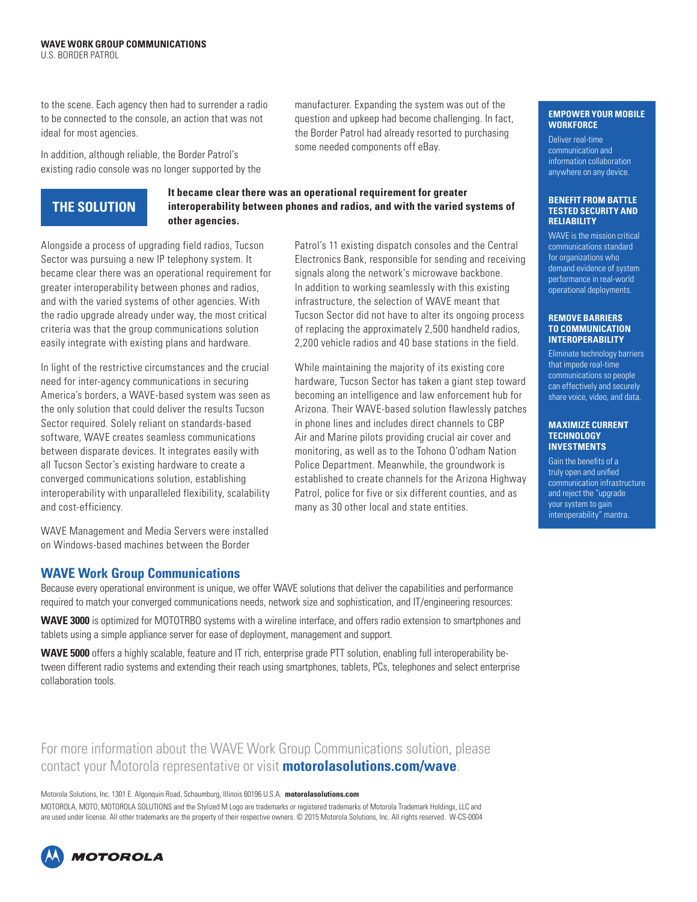to the scene. Each agency then had to surrender a radio to be connected to the console, an action that was not ideal for most agencies.

In addition, although reliable, the Border Patrol's existing radio console was no longer supported by the manufacturer. Expanding the system was out of the question and upkeep had become challenging. In fact, the Border Patrol had already resorted to purchasing some needed components off eBay.

## THE SOLUTION

**It became clear there was an operational requirement for greater interoperability between phones and radios, and with the varied systems of other agencies.**

Alongside a process of upgrading field radios, Tucson Sector was pursuing a new IP telephony system. It became clear there was an operational requirement for greater interoperability between phones and radios, and with the varied systems of other agencies. With the radio upgrade already under way, the most critical criteria was that the group communications solution easily integrate with existing plans and hardware.

In light of the restrictive circumstances and the crucial need for inter-agency communications in securing America's borders, a WAVE-based system was seen as the only solution that could deliver the results Tucson Sector required. Solely reliant on standards-based software, WAVE creates seamless communications between disparate devices. It integrates easily with all Tucson Sector's existing hardware to create a converged communications solution, establishing interoperability with unparalleled flexibility, scalability and cost-efficiency.

WAVE Management and Media Servers were installed on Windows-based machines between the Border Patrol's 11 existing dispatch consoles and the Central Electronics Bank, responsible for sending and receiving signals along the network's microwave backbone. In addition to working seamlessly with this existing infrastructure, the selection of WAVE meant that Tucson Sector did not have to alter its ongoing process of replacing the approximately 2,500 handheld radios, 2,200 vehicle radios and 40 base stations in the field.

While maintaining the majority of its existing core hardware, Tucson Sector has taken a giant step toward becoming an intelligence and law enforcement hub for Arizona. Their WAVE-based solution flawlessly patches in phone lines and includes direct channels to CBP Air and Marine pilots providing crucial air cover and monitoring, as well as to the Tohono O'odham Nation Police Department. Meanwhile, the groundwork is established to create channels for the Arizona Highway Patrol, police for five or six different counties, and as many as 30 other local and state entities.

### EMPOWER YOUR MOBILE WORKFORCE

Deliver real-time communication and information collaboration anywhere on any device.

### BENEFIT FROM BATTLE TESTED SECURITY AND RELIABILITY

WAVE is the mission critical communications standard for organizations who demand evidence of system performance in real-world operational deployments.

### REMOVE BARRIERS TO COMMUNICATION INTEROPERABILITY

Eliminate technology barriers that impede real-time communications so people can effectively and securely share voice, video, and data.

### MAXIMIZE CURRENT TECHNOLOGY INVESTMENTS

Gain the benefits of a truly open and unified communication infrastructure and reject the "upgrade your system to gain interoperability" mantra.

## WAVE Work Group Communications

Because every operational environment is unique, we offer WAVE solutions that deliver the capabilities and performance required to match your converged communications needs, network size and sophistication, and IT/engineering resources:

**WAVE 3000** is optimized for MOTOTRBO systems with a wireline interface, and offers radio extension to smartphones and tablets using a simple appliance server for ease of deployment, management and support.

**WAVE 5000** offers a highly scalable, feature and IT rich, enterprise grade PTT solution, enabling full interoperability between different radio systems and extending their reach using smartphones, tablets, PCs, telephones and select enterprise collaboration tools.

For more information about the WAVE Work Group Communications solution, please contact your Motorola representative or visit **motorolasolutions.com/wave**.

Motorola Solutions, Inc. 1301 E. Algonquin Road, Schaumburg, Illinois 60196 U.S.A. **motorolasolutions.com**

MOTOROLA, MOTO, MOTOROLA SOLUTIONS and the Stylized M Logo are trademarks or registered trademarks of Motorola Trademark Holdings, LLC and are used under license. All other trademarks are the property of their respective owners. © 2015 Motorola Solutions, Inc. All rights reserved. W-CS-0004

MOTOROLA